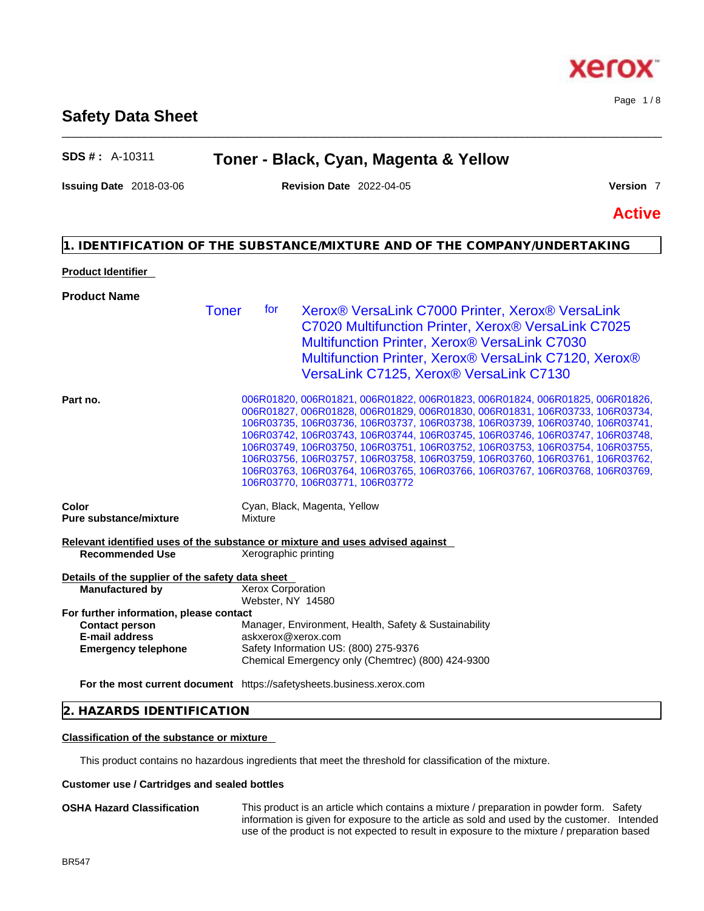# Safety Data Sheet

**SDS # :** A-10311 **Toner - Black, Cyan, Magenta & Yellow**

**Issuing Date** 2018-03-06 **Revision Date** 2022-04-05 **Version** 7

**Active**

## 1. IDENTIFICATION OF THE SUBSTANCE/MIXTURE AND OF THE COMPANY/UNDERTAKING

**Product Identifier**

**Product Name**

Toner for Xerox® VersaLink C7000 Printer, Xerox® VersaLink C7020 Multifunction Printer, Xerox® VersaLink C7025 Multifunction Printer, Xerox® VersaLink C7030 Multifunction Printer, Xerox® VersaLink C7120, Xerox® VersaLink C7125, Xerox® VersaLink C7130

**Part no.** 006R01820, 006R01821, 006R01822, 006R01823, 006R01824, 006R01825, 006R01826, 006R01827, 006R01828, 006R01829, 006R01830, 006R01831, 106R03733, 106R03734, 106R03735, 106R03736, 106R03737, 106R03738, 106R03739, 106R03740, 106R03741, 106R03742, 106R03743, 106R03744, 106R03745, 106R03746, 106R03747, 106R03748, 106R03749, 106R03750, 106R03751, 106R03752, 106R03753, 106R03754, 106R03755, 106R03756, 106R03757, 106R03758, 106R03759, 106R03760, 106R03761, 106R03762, 106R03763, 106R03764, 106R03765, 106R03766, 106R03767, 106R03768, 106R03769, 106R03770, 106R03771, 106R03772

**Color** Cyan, Black, Magenta, Yellow
**Pure substance/mixture** Mixture

**Relevant identified uses of the substance or mixture and uses advised against**

**Recommended Use** Xerographic printing

**Details of the supplier of the safety data sheet**

**Manufactured by** Xerox Corporation
Webster, NY 14580

**For further information, please contact**

**Contact person** Manager, Environment, Health, Safety & Sustainability
**E-mail address** askxerox@xerox.com
**Emergency telephone** Safety Information US: (800) 275-9376
Chemical Emergency only (Chemtrec) (800) 424-9300

**For the most current document** https://safetysheets.business.xerox.com

## 2. HAZARDS IDENTIFICATION

**Classification of the substance or mixture**

This product contains no hazardous ingredients that meet the threshold for classification of the mixture.

**Customer use / Cartridges and sealed bottles**

**OSHA Hazard Classification** This product is an article which contains a mixture / preparation in powder form. Safety information is given for exposure to the article as sold and used by the customer. Intended use of the product is not expected to result in exposure to the mixture / preparation based

BR547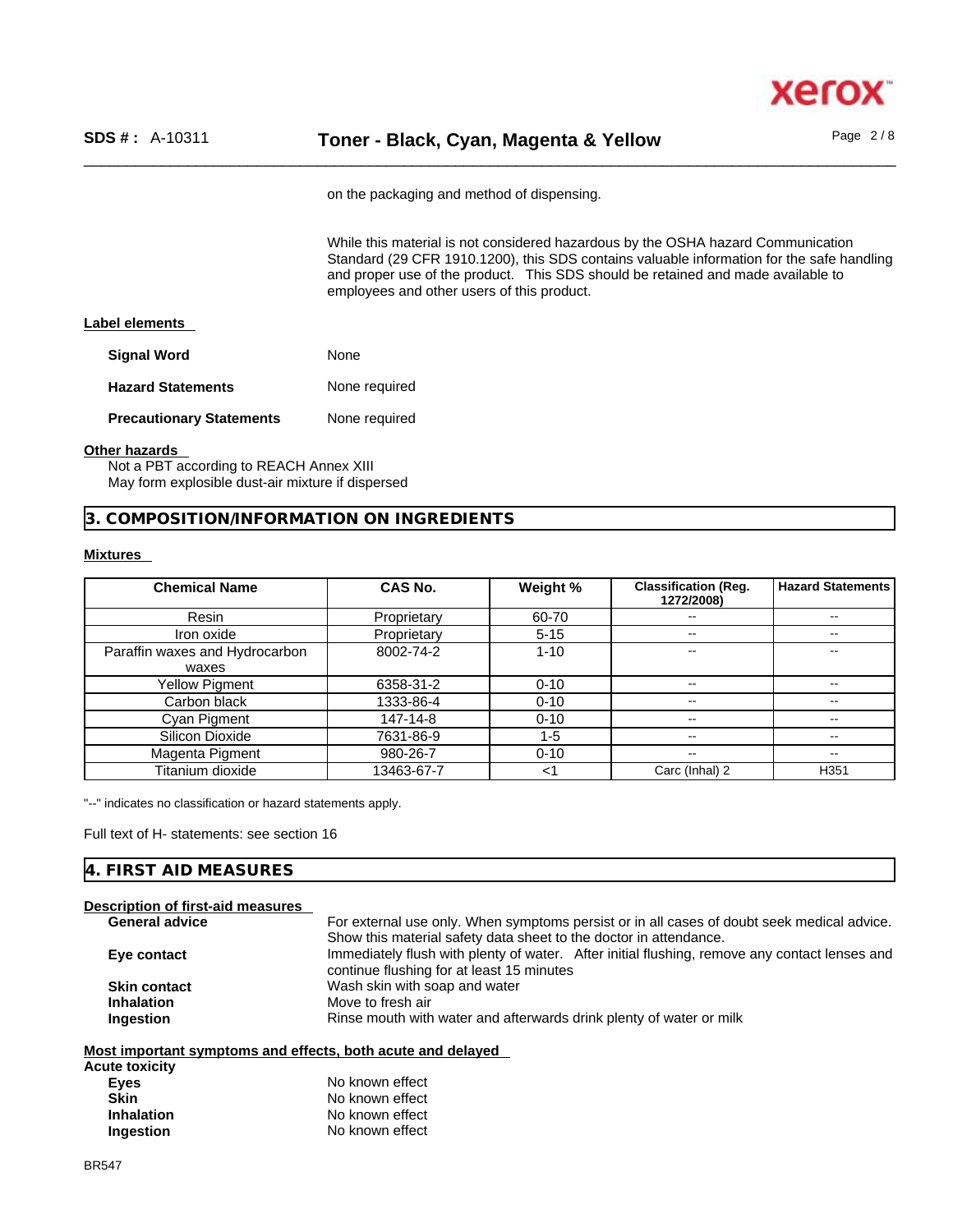on the packaging and method of dispensing.

While this material is not considered hazardous by the OSHA hazard Communication Standard (29 CFR 1910.1200), this SDS contains valuable information for the safe handling and proper use of the product. This SDS should be retained and made available to employees and other users of this product.

**Label elements**

**Signal Word** None

**Hazard Statements** None required

**Precautionary Statements** None required

**Other hazards**

Not a PBT according to REACH Annex XIII
May form explosible dust-air mixture if dispersed

## 3. COMPOSITION/INFORMATION ON INGREDIENTS

**Mixtures**

| Chemical Name | CAS No. | Weight % | Classification (Reg. 1272/2008) | Hazard Statements |
|---|---|---|---|---|
| Resin | Proprietary | 60-70 | -- | -- |
| Iron oxide | Proprietary | 5-15 | -- | -- |
| Paraffin waxes and Hydrocarbon waxes | 8002-74-2 | 1-10 | -- | -- |
| Yellow Pigment | 6358-31-2 | 0-10 | -- | -- |
| Carbon black | 1333-86-4 | 0-10 | -- | -- |
| Cyan Pigment | 147-14-8 | 0-10 | -- | -- |
| Silicon Dioxide | 7631-86-9 | 1-5 | -- | -- |
| Magenta Pigment | 980-26-7 | 0-10 | -- | -- |
| Titanium dioxide | 13463-67-7 | <1 | Carc (Inhal) 2 | H351 |

"--" indicates no classification or hazard statements apply.

Full text of H- statements: see section 16

## 4. FIRST AID MEASURES

**Description of first-aid measures**

**General advice** For external use only. When symptoms persist or in all cases of doubt seek medical advice. Show this material safety data sheet to the doctor in attendance.

**Eye contact** Immediately flush with plenty of water. After initial flushing, remove any contact lenses and continue flushing for at least 15 minutes

**Skin contact** Wash skin with soap and water

**Inhalation** Move to fresh air

**Ingestion** Rinse mouth with water and afterwards drink plenty of water or milk

**Most important symptoms and effects, both acute and delayed**

**Acute toxicity**

**Eyes** No known effect

**Skin** No known effect

**Inhalation** No known effect

**Ingestion** No known effect

BR547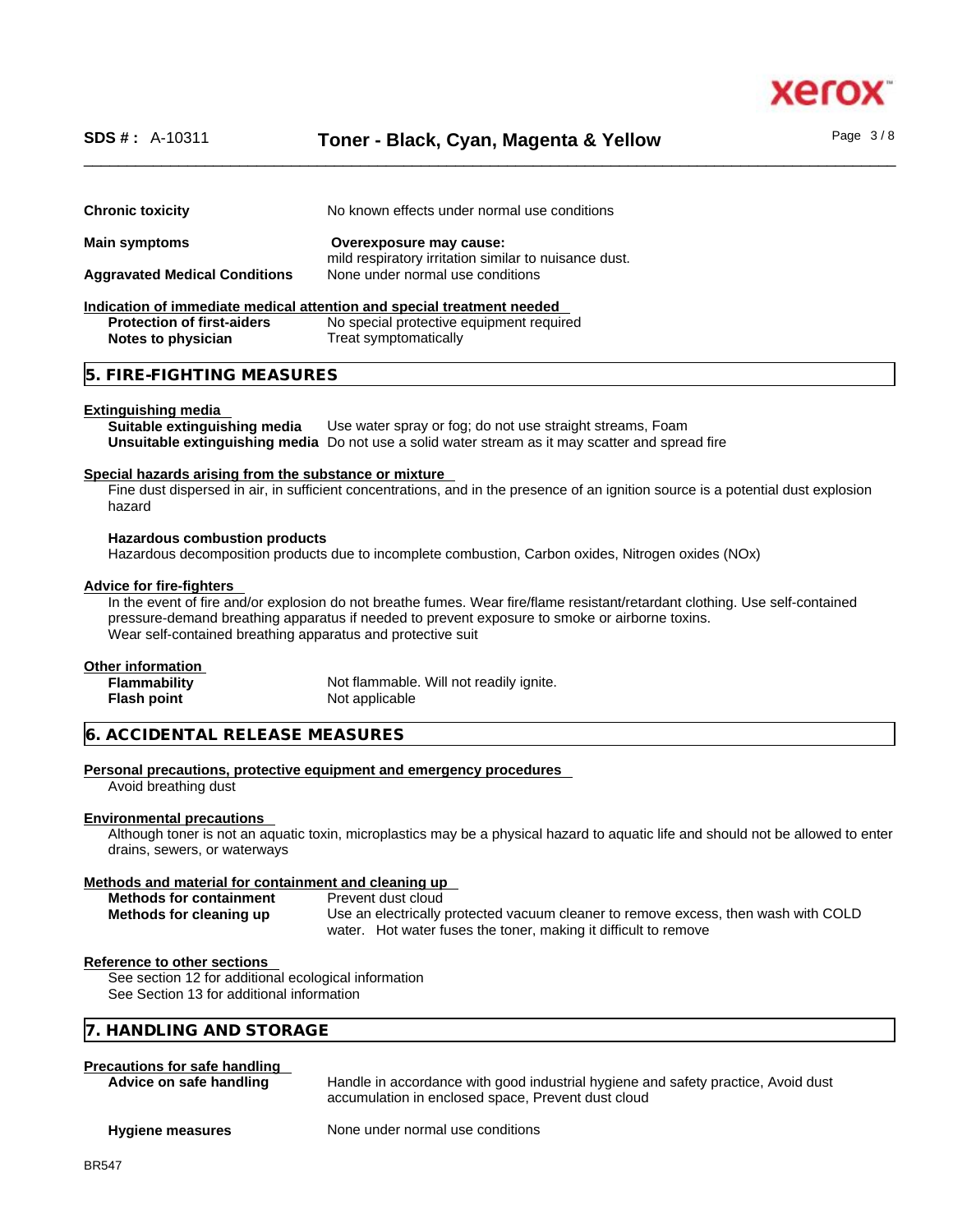| | |
|---|---|
| **Chronic toxicity** | No known effects under normal use conditions |
| **Main symptoms** | **Overexposure may cause:** mild respiratory irritation similar to nuisance dust. |
| **Aggravated Medical Conditions** | None under normal use conditions |

**Indication of immediate medical attention and special treatment needed**

| | |
|---|---|
| **Protection of first-aiders** | No special protective equipment required |
| **Notes to physician** | Treat symptomatically |

## 5. FIRE-FIGHTING MEASURES

**Extinguishing media**

| | |
|---|---|
| **Suitable extinguishing media** | Use water spray or fog; do not use straight streams, Foam |
| **Unsuitable extinguishing media** | Do not use a solid water stream as it may scatter and spread fire |

**Special hazards arising from the substance or mixture**

Fine dust dispersed in air, in sufficient concentrations, and in the presence of an ignition source is a potential dust explosion hazard

**Hazardous combustion products**

Hazardous decomposition products due to incomplete combustion, Carbon oxides, Nitrogen oxides (NOx)

**Advice for fire-fighters**

In the event of fire and/or explosion do not breathe fumes. Wear fire/flame resistant/retardant clothing. Use self-contained pressure-demand breathing apparatus if needed to prevent exposure to smoke or airborne toxins.
Wear self-contained breathing apparatus and protective suit

**Other information**

| | |
|---|---|
| **Flammability** | Not flammable. Will not readily ignite. |
| **Flash point** | Not applicable |

## 6. ACCIDENTAL RELEASE MEASURES

**Personal precautions, protective equipment and emergency procedures**

Avoid breathing dust

**Environmental precautions**

Although toner is not an aquatic toxin, microplastics may be a physical hazard to aquatic life and should not be allowed to enter drains, sewers, or waterways

**Methods and material for containment and cleaning up**

| | |
|---|---|
| **Methods for containment** | Prevent dust cloud |
| **Methods for cleaning up** | Use an electrically protected vacuum cleaner to remove excess, then wash with COLD water. Hot water fuses the toner, making it difficult to remove |

**Reference to other sections**

See section 12 for additional ecological information
See Section 13 for additional information

## 7. HANDLING AND STORAGE

**Precautions for safe handling**

| | |
|---|---|
| **Advice on safe handling** | Handle in accordance with good industrial hygiene and safety practice, Avoid dust accumulation in enclosed space, Prevent dust cloud |
| **Hygiene measures** | None under normal use conditions |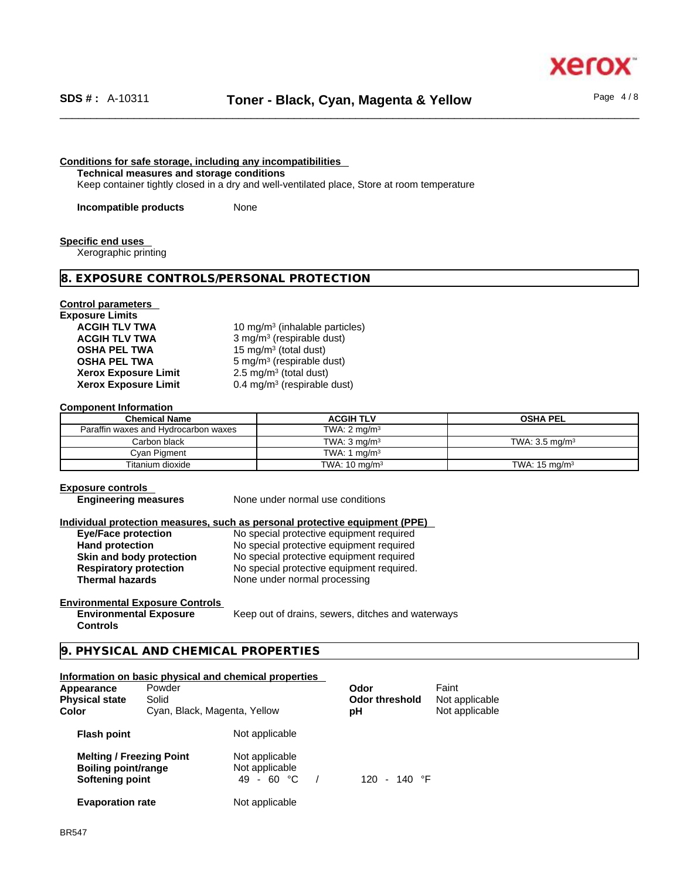#### Conditions for safe storage, including any incompatibilities

**Technical measures and storage conditions**

Keep container tightly closed in a dry and well-ventilated place, Store at room temperature

**Incompatible products** None

#### Specific end uses

Xerographic printing

## 8. EXPOSURE CONTROLS/PERSONAL PROTECTION

#### Control parameters

**Exposure Limits**

| | |
|---|---|
| **ACGIH TLV TWA** | 10 mg/m³ (inhalable particles) |
| **ACGIH TLV TWA** | 3 mg/m³ (respirable dust) |
| **OSHA PEL TWA** | 15 mg/m³ (total dust) |
| **OSHA PEL TWA** | 5 mg/m³ (respirable dust) |
| **Xerox Exposure Limit** | 2.5 mg/m³ (total dust) |
| **Xerox Exposure Limit** | 0.4 mg/m³ (respirable dust) |

**Component Information**

| Chemical Name | ACGIH TLV | OSHA PEL |
|---|---|---|
| Paraffin waxes and Hydrocarbon waxes | TWA: 2 mg/m³ | |
| Carbon black | TWA: 3 mg/m³ | TWA: 3.5 mg/m³ |
| Cyan Pigment | TWA: 1 mg/m³ | |
| Titanium dioxide | TWA: 10 mg/m³ | TWA: 15 mg/m³ |

#### Exposure controls

**Engineering measures** None under normal use conditions

#### Individual protection measures, such as personal protective equipment (PPE)

| | |
|---|---|
| **Eye/Face protection** | No special protective equipment required |
| **Hand protection** | No special protective equipment required |
| **Skin and body protection** | No special protective equipment required |
| **Respiratory protection** | No special protective equipment required. |
| **Thermal hazards** | None under normal processing |

#### Environmental Exposure Controls

**Environmental Exposure Controls** Keep out of drains, sewers, ditches and waterways

## 9. PHYSICAL AND CHEMICAL PROPERTIES

#### Information on basic physical and chemical properties

| | | | |
|---|---|---|---|
| **Appearance** | Powder | **Odor** | Faint |
| **Physical state** | Solid | **Odor threshold** | Not applicable |
| **Color** | Cyan, Black, Magenta, Yellow | **pH** | Not applicable |

| | |
|---|---|
| **Flash point** | Not applicable |
| **Melting / Freezing Point** | Not applicable |
| **Boiling point/range** | Not applicable |
| **Softening point** | 49 - 60 °C / 120 - 140 °F |
| **Evaporation rate** | Not applicable |

BR547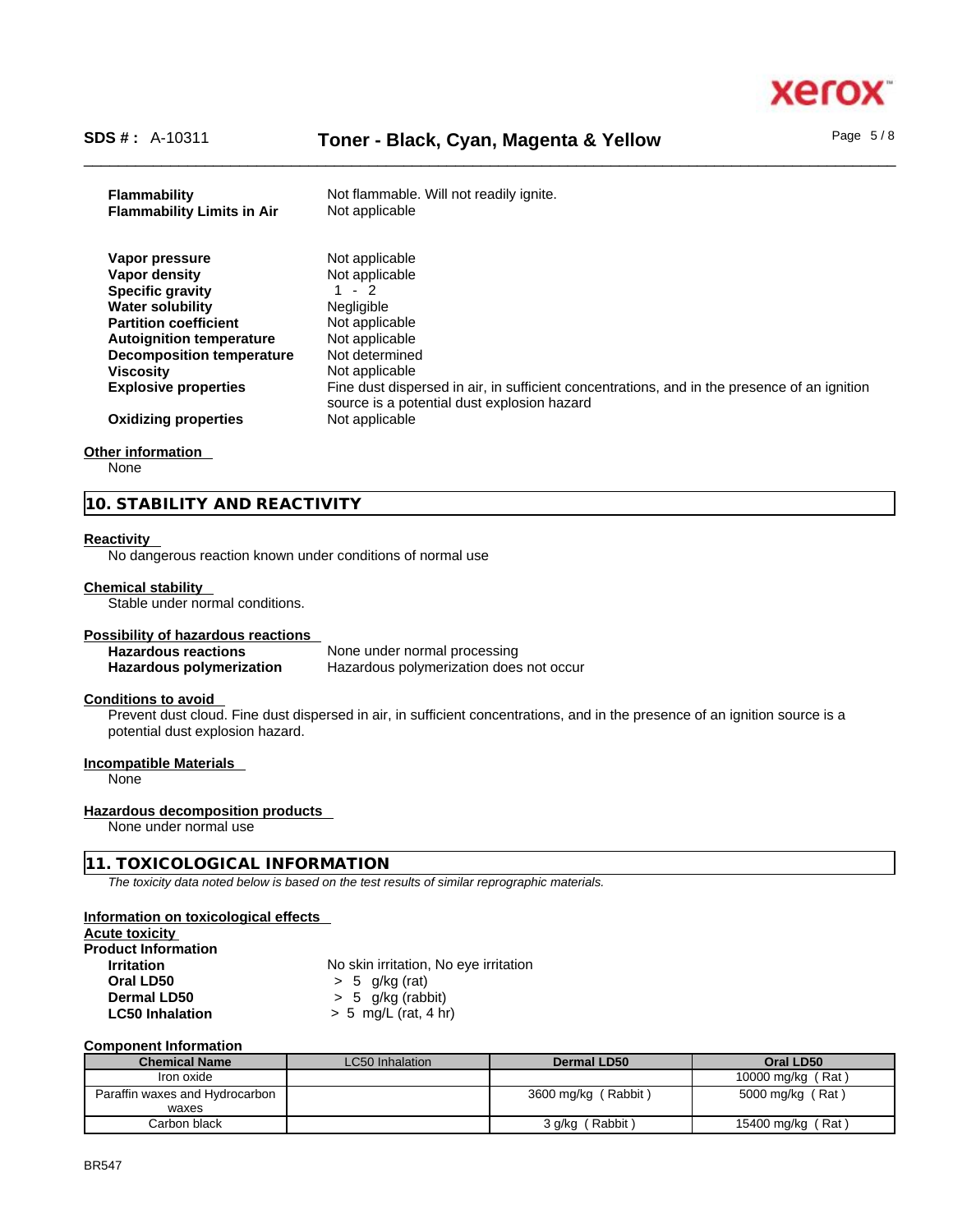| | |
|---|---|
| **Flammability** | Not flammable. Will not readily ignite. |
| **Flammability Limits in Air** | Not applicable |

| | |
|---|---|
| **Vapor pressure** | Not applicable |
| **Vapor density** | Not applicable |
| **Specific gravity** | 1 - 2 |
| **Water solubility** | Negligible |
| **Partition coefficient** | Not applicable |
| **Autoignition temperature** | Not applicable |
| **Decomposition temperature** | Not determined |
| **Viscosity** | Not applicable |
| **Explosive properties** | Fine dust dispersed in air, in sufficient concentrations, and in the presence of an ignition source is a potential dust explosion hazard |
| **Oxidizing properties** | Not applicable |

**Other information**

None

## 10. STABILITY AND REACTIVITY

**Reactivity**

No dangerous reaction known under conditions of normal use

**Chemical stability**

Stable under normal conditions.

**Possibility of hazardous reactions**

| | |
|---|---|
| **Hazardous reactions** | None under normal processing |
| **Hazardous polymerization** | Hazardous polymerization does not occur |

**Conditions to avoid**

Prevent dust cloud. Fine dust dispersed in air, in sufficient concentrations, and in the presence of an ignition source is a potential dust explosion hazard.

**Incompatible Materials**

None

**Hazardous decomposition products**

None under normal use

## 11. TOXICOLOGICAL INFORMATION

*The toxicity data noted below is based on the test results of similar reprographic materials.*

**Information on toxicological effects**

**Acute toxicity**

**Product Information**

| | |
|---|---|
| **Irritation** | No skin irritation, No eye irritation |
| **Oral LD50** | > 5 g/kg (rat) |
| **Dermal LD50** | > 5 g/kg (rabbit) |
| **LC50 Inhalation** | > 5 mg/L (rat, 4 hr) |

**Component Information**

| Chemical Name | LC50 Inhalation | Dermal LD50 | Oral LD50 |
|---|---|---|---|
| Iron oxide | | | 10000 mg/kg ( Rat ) |
| Paraffin waxes and Hydrocarbon waxes | | 3600 mg/kg ( Rabbit ) | 5000 mg/kg ( Rat ) |
| Carbon black | | 3 g/kg ( Rabbit ) | 15400 mg/kg ( Rat ) |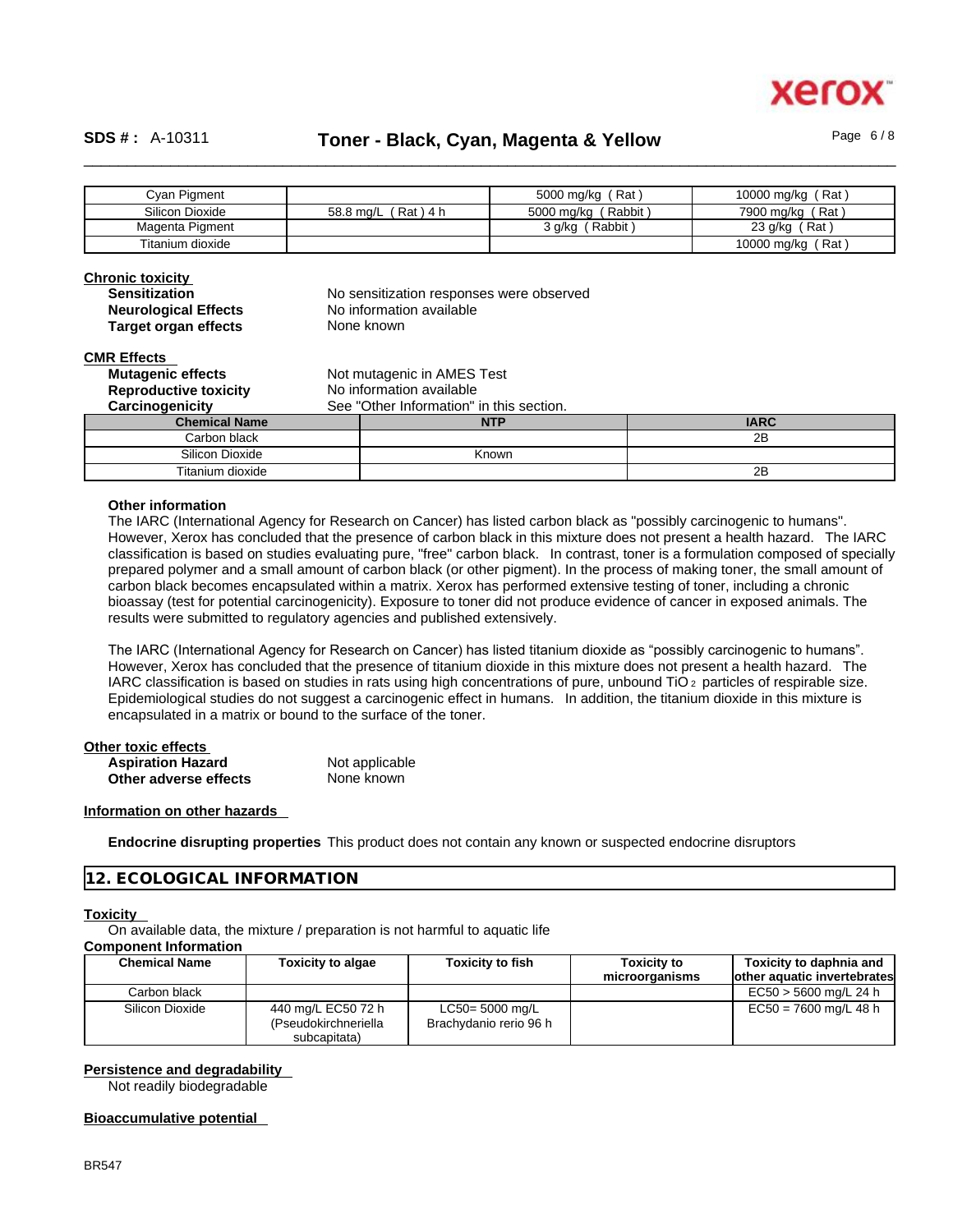| Cyan Pigment | | 5000 mg/kg ( Rat ) | 10000 mg/kg ( Rat ) |
|---|---|---|---|
| Silicon Dioxide | 58.8 mg/L ( Rat ) 4 h | 5000 mg/kg ( Rabbit ) | 7900 mg/kg ( Rat ) |
| Magenta Pigment | | 3 g/kg ( Rabbit ) | 23 g/kg ( Rat ) |
| Titanium dioxide | | | 10000 mg/kg ( Rat ) |

**Chronic toxicity**

**Sensitization** No sensitization responses were observed
**Neurological Effects** No information available
**Target organ effects** None known

**CMR Effects**

**Mutagenic effects** Not mutagenic in AMES Test
**Reproductive toxicity** No information available
**Carcinogenicity** See "Other Information" in this section.

| Chemical Name | NTP | IARC |
|---|---|---|
| Carbon black | | 2B |
| Silicon Dioxide | Known | |
| Titanium dioxide | | 2B |

**Other information**

The IARC (International Agency for Research on Cancer) has listed carbon black as "possibly carcinogenic to humans". However, Xerox has concluded that the presence of carbon black in this mixture does not present a health hazard. The IARC classification is based on studies evaluating pure, "free" carbon black. In contrast, toner is a formulation composed of specially prepared polymer and a small amount of carbon black (or other pigment). In the process of making toner, the small amount of carbon black becomes encapsulated within a matrix. Xerox has performed extensive testing of toner, including a chronic bioassay (test for potential carcinogenicity). Exposure to toner did not produce evidence of cancer in exposed animals. The results were submitted to regulatory agencies and published extensively.

The IARC (International Agency for Research on Cancer) has listed titanium dioxide as "possibly carcinogenic to humans". However, Xerox has concluded that the presence of titanium dioxide in this mixture does not present a health hazard. The IARC classification is based on studies in rats using high concentrations of pure, unbound $TiO_2$ particles of respirable size. Epidemiological studies do not suggest a carcinogenic effect in humans. In addition, the titanium dioxide in this mixture is encapsulated in a matrix or bound to the surface of the toner.

**Other toxic effects**

**Aspiration Hazard** Not applicable
**Other adverse effects** None known

**Information on other hazards**

**Endocrine disrupting properties** This product does not contain any known or suspected endocrine disruptors

## 12. ECOLOGICAL INFORMATION

**Toxicity**

On available data, the mixture / preparation is not harmful to aquatic life

**Component Information**

| Chemical Name | Toxicity to algae | Toxicity to fish | Toxicity to microorganisms | Toxicity to daphnia and other aquatic invertebrates |
|---|---|---|---|---|
| Carbon black | | | | EC50 > 5600 mg/L 24 h |
| Silicon Dioxide | 440 mg/L EC50 72 h (Pseudokirchneriella subcapitata) | LC50= 5000 mg/L Brachydanio rerio 96 h | | EC50 = 7600 mg/L 48 h |

**Persistence and degradability**

Not readily biodegradable

**Bioaccumulative potential**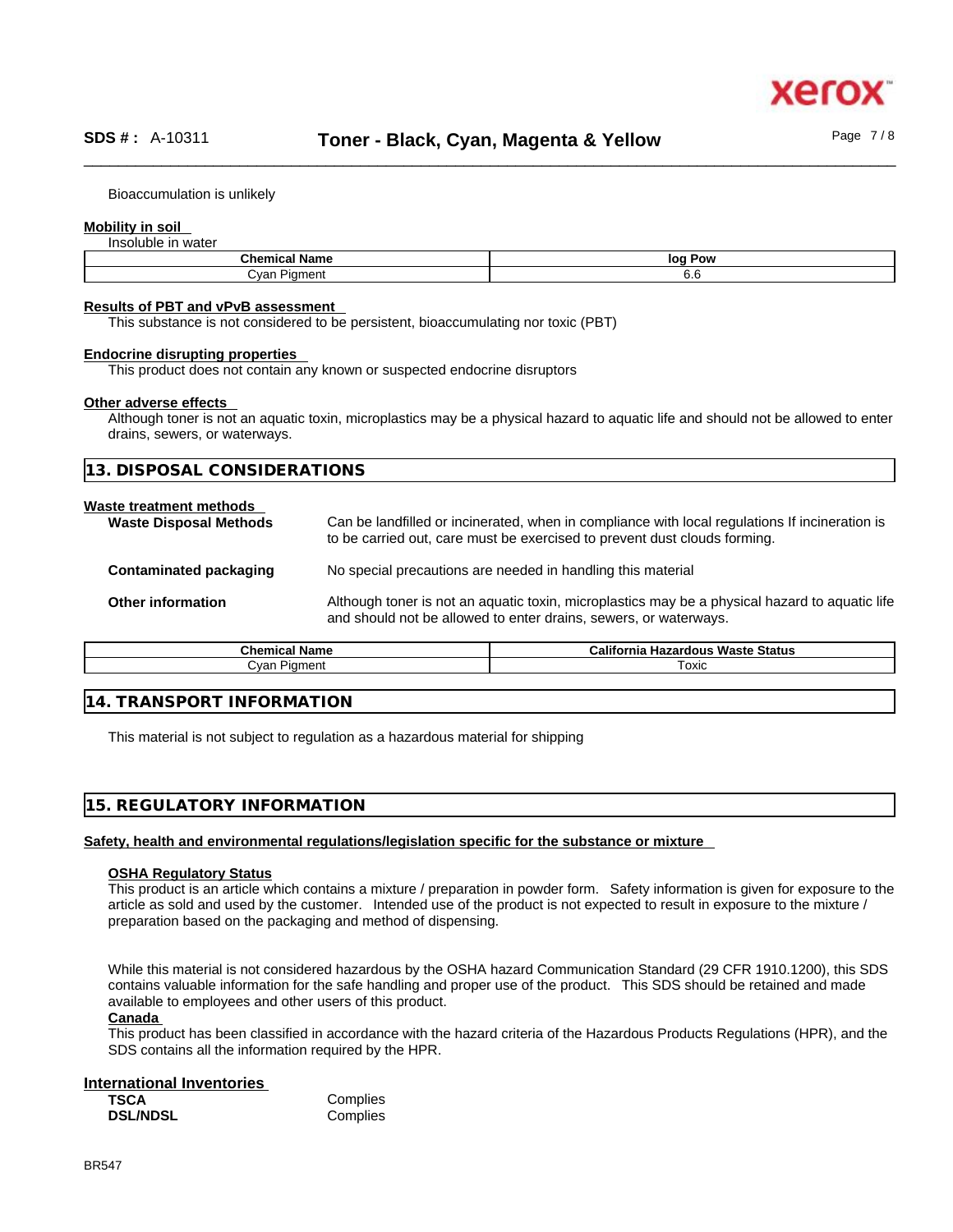Bioaccumulation is unlikely

**Mobility in soil**

Insoluble in water

| Chemical Name | log Pow |
| --- | --- |
| Cyan Pigment | 6.6 |

**Results of PBT and vPvB assessment**

This substance is not considered to be persistent, bioaccumulating nor toxic (PBT)

**Endocrine disrupting properties**

This product does not contain any known or suspected endocrine disruptors

**Other adverse effects**

Although toner is not an aquatic toxin, microplastics may be a physical hazard to aquatic life and should not be allowed to enter drains, sewers, or waterways.

## 13. DISPOSAL CONSIDERATIONS

**Waste treatment methods**

**Waste Disposal Methods** Can be landfilled or incinerated, when in compliance with local regulations If incineration is to be carried out, care must be exercised to prevent dust clouds forming.

**Contaminated packaging** No special precautions are needed in handling this material

**Other information** Although toner is not an aquatic toxin, microplastics may be a physical hazard to aquatic life and should not be allowed to enter drains, sewers, or waterways.

| Chemical Name | California Hazardous Waste Status |
| --- | --- |
| Cyan Pigment | Toxic |

## 14. TRANSPORT INFORMATION

This material is not subject to regulation as a hazardous material for shipping

## 15. REGULATORY INFORMATION

**Safety, health and environmental regulations/legislation specific for the substance or mixture**

**OSHA Regulatory Status**

This product is an article which contains a mixture / preparation in powder form. Safety information is given for exposure to the article as sold and used by the customer. Intended use of the product is not expected to result in exposure to the mixture / preparation based on the packaging and method of dispensing.

While this material is not considered hazardous by the OSHA hazard Communication Standard (29 CFR 1910.1200), this SDS contains valuable information for the safe handling and proper use of the product. This SDS should be retained and made available to employees and other users of this product.

**Canada**

This product has been classified in accordance with the hazard criteria of the Hazardous Products Regulations (HPR), and the SDS contains all the information required by the HPR.

**International Inventories**

| | |
| --- | --- |
| **TSCA** | Complies |
| **DSL/NDSL** | Complies |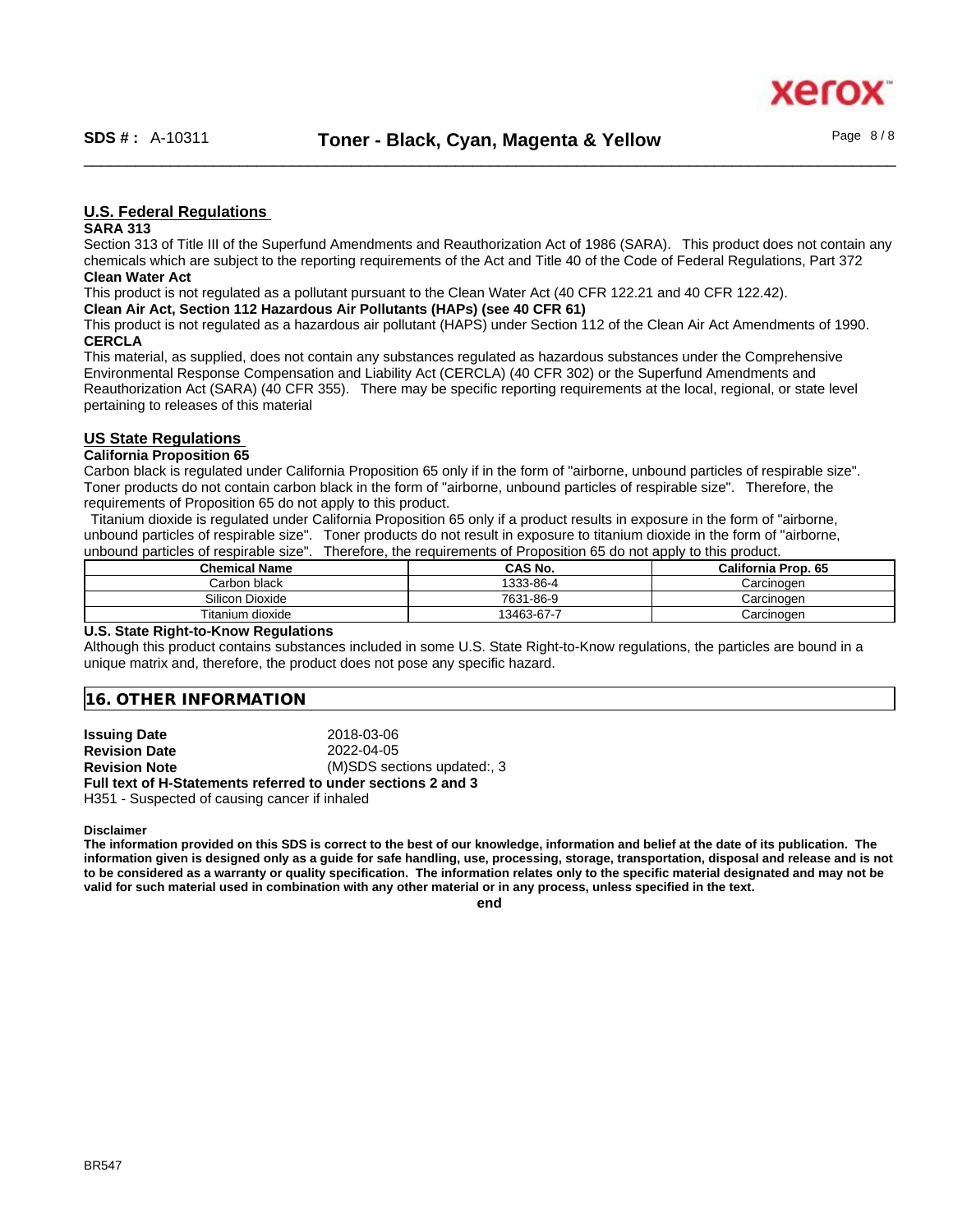## U.S. Federal Regulations

**SARA 313**

Section 313 of Title III of the Superfund Amendments and Reauthorization Act of 1986 (SARA). This product does not contain any chemicals which are subject to the reporting requirements of the Act and Title 40 of the Code of Federal Regulations, Part 372

**Clean Water Act**

This product is not regulated as a pollutant pursuant to the Clean Water Act (40 CFR 122.21 and 40 CFR 122.42).

**Clean Air Act, Section 112 Hazardous Air Pollutants (HAPs) (see 40 CFR 61)**

This product is not regulated as a hazardous air pollutant (HAPS) under Section 112 of the Clean Air Act Amendments of 1990.

**CERCLA**

This material, as supplied, does not contain any substances regulated as hazardous substances under the Comprehensive Environmental Response Compensation and Liability Act (CERCLA) (40 CFR 302) or the Superfund Amendments and Reauthorization Act (SARA) (40 CFR 355). There may be specific reporting requirements at the local, regional, or state level pertaining to releases of this material

## US State Regulations

**California Proposition 65**

Carbon black is regulated under California Proposition 65 only if in the form of "airborne, unbound particles of respirable size". Toner products do not contain carbon black in the form of "airborne, unbound particles of respirable size". Therefore, the requirements of Proposition 65 do not apply to this product.

Titanium dioxide is regulated under California Proposition 65 only if a product results in exposure in the form of "airborne, unbound particles of respirable size". Toner products do not result in exposure to titanium dioxide in the form of "airborne, unbound particles of respirable size". Therefore, the requirements of Proposition 65 do not apply to this product.

| Chemical Name | CAS No. | California Prop. 65 |
|---|---|---|
| Carbon black | 1333-86-4 | Carcinogen |
| Silicon Dioxide | 7631-86-9 | Carcinogen |
| Titanium dioxide | 13463-67-7 | Carcinogen |

**U.S. State Right-to-Know Regulations**

Although this product contains substances included in some U.S. State Right-to-Know regulations, the particles are bound in a unique matrix and, therefore, the product does not pose any specific hazard.

## 16. OTHER INFORMATION

**Issuing Date** 2018-03-06
**Revision Date** 2022-04-05
**Revision Note** (M)SDS sections updated:, 3

**Full text of H-Statements referred to under sections 2 and 3**

H351 - Suspected of causing cancer if inhaled

**Disclaimer**

**The information provided on this SDS is correct to the best of our knowledge, information and belief at the date of its publication. The information given is designed only as a guide for safe handling, use, processing, storage, transportation, disposal and release and is not to be considered as a warranty or quality specification. The information relates only to the specific material designated and may not be valid for such material used in combination with any other material or in any process, unless specified in the text.**

**end**